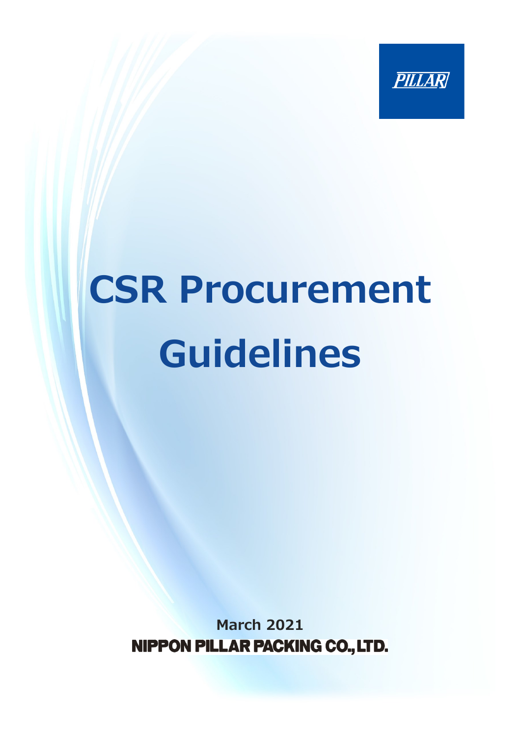PILLAR

# CSR Procurement Guidelines

**March 2021**

**NIPPON PILLAR PACKING CO., LTD.**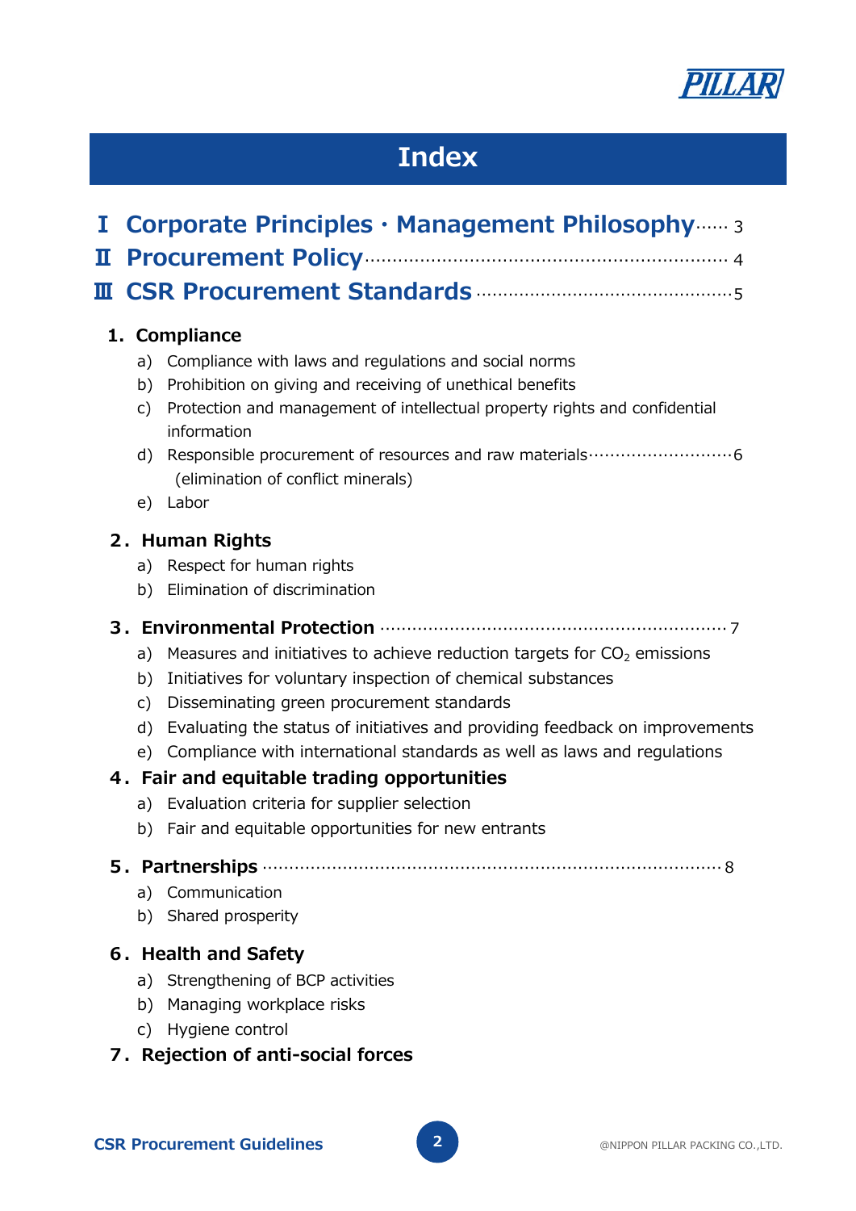# Index

## Ⅰ Corporate Principles · Management Philosophy …… 3

## Ⅱ Procurement Policy …… 4

## Ⅲ CSR Procurement Standards …… 5

### 1. Compliance

a) Compliance with laws and regulations and social norms
b) Prohibition on giving and receiving of unethical benefits
c) Protection and management of intellectual property rights and confidential information
d) Responsible procurement of resources and raw materials …… 6
(elimination of conflict minerals)
e) Labor

### 2. Human Rights

a) Respect for human rights
b) Elimination of discrimination

### 3. Environmental Protection …… 7

a) Measures and initiatives to achieve reduction targets for $CO_2$ emissions
b) Initiatives for voluntary inspection of chemical substances
c) Disseminating green procurement standards
d) Evaluating the status of initiatives and providing feedback on improvements
e) Compliance with international standards as well as laws and regulations

### 4. Fair and equitable trading opportunities

a) Evaluation criteria for supplier selection
b) Fair and equitable opportunities for new entrants

### 5. Partnerships …… 8

a) Communication
b) Shared prosperity

### 6. Health and Safety

a) Strengthening of BCP activities
b) Managing workplace risks
c) Hygiene control

### 7. Rejection of anti-social forces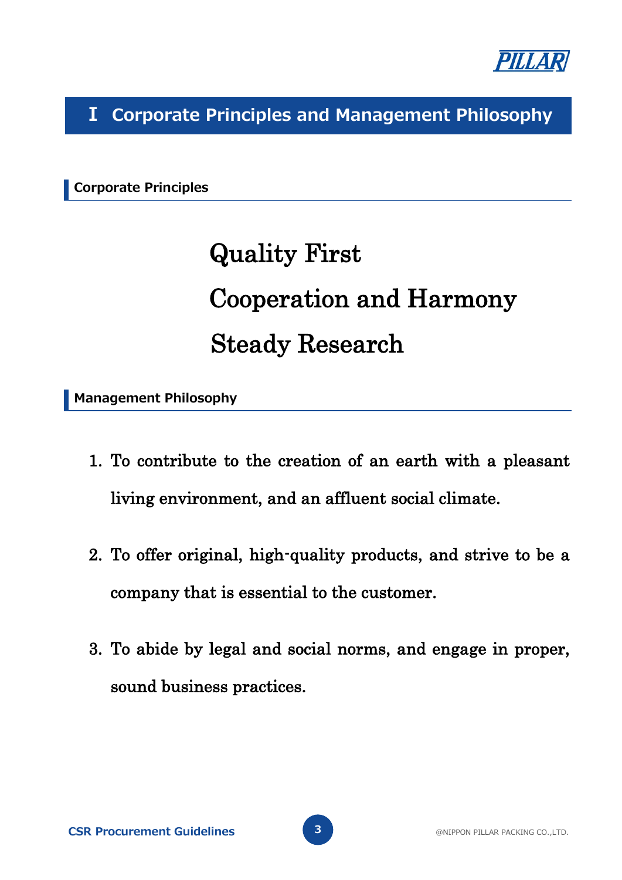# Ⅰ Corporate Principles and Management Philosophy

## Corporate Principles

Quality First

Cooperation and Harmony

Steady Research

## Management Philosophy

1. To contribute to the creation of an earth with a pleasant living environment, and an affluent social climate.
2. To offer original, high-quality products, and strive to be a company that is essential to the customer.
3. To abide by legal and social norms, and engage in proper, sound business practices.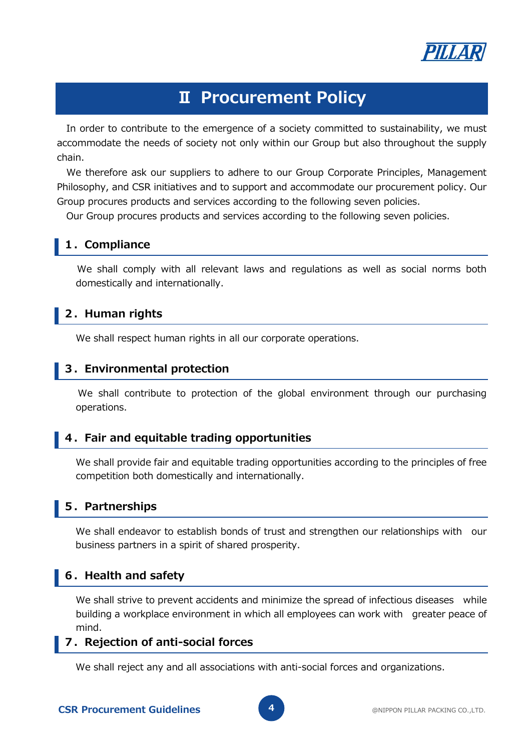# Ⅱ Procurement Policy

In order to contribute to the emergence of a society committed to sustainability, we must accommodate the needs of society not only within our Group but also throughout the supply chain.

We therefore ask our suppliers to adhere to our Group Corporate Principles, Management Philosophy, and CSR initiatives and to support and accommodate our procurement policy. Our Group procures products and services according to the following seven policies.

Our Group procures products and services according to the following seven policies.

## 1. Compliance

We shall comply with all relevant laws and regulations as well as social norms both domestically and internationally.

## 2. Human rights

We shall respect human rights in all our corporate operations.

## 3. Environmental protection

We shall contribute to protection of the global environment through our purchasing operations.

## 4. Fair and equitable trading opportunities

We shall provide fair and equitable trading opportunities according to the principles of free competition both domestically and internationally.

## 5. Partnerships

We shall endeavor to establish bonds of trust and strengthen our relationships with our business partners in a spirit of shared prosperity.

## 6. Health and safety

We shall strive to prevent accidents and minimize the spread of infectious diseases while building a workplace environment in which all employees can work with greater peace of mind.

## 7. Rejection of anti-social forces

We shall reject any and all associations with anti-social forces and organizations.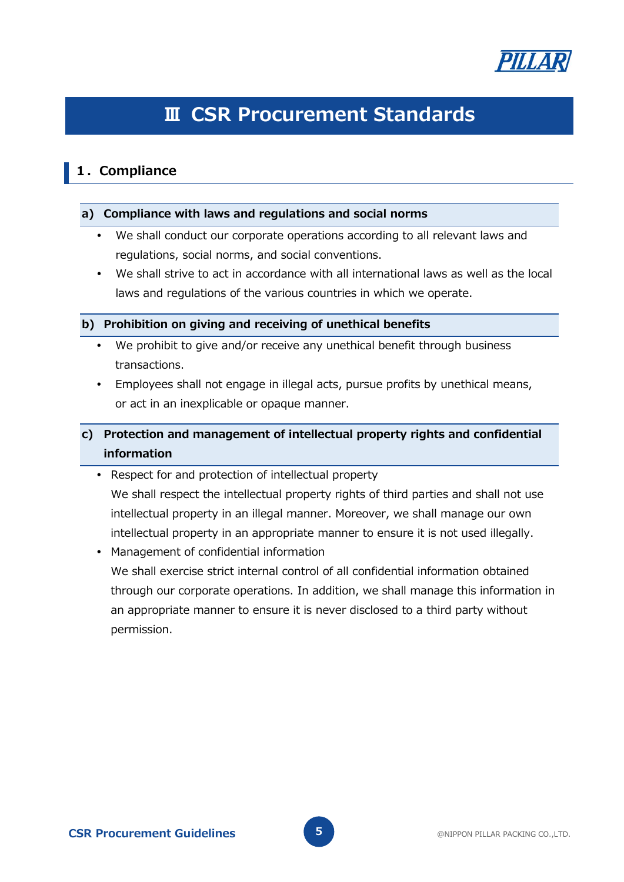# Ⅲ CSR Procurement Standards

## 1．Compliance

### a) Compliance with laws and regulations and social norms

- We shall conduct our corporate operations according to all relevant laws and regulations, social norms, and social conventions.
- We shall strive to act in accordance with all international laws as well as the local laws and regulations of the various countries in which we operate.

### b) Prohibition on giving and receiving of unethical benefits

- We prohibit to give and/or receive any unethical benefit through business transactions.
- Employees shall not engage in illegal acts, pursue profits by unethical means, or act in an inexplicable or opaque manner.

### c) Protection and management of intellectual property rights and confidential information

- Respect for and protection of intellectual property
  We shall respect the intellectual property rights of third parties and shall not use intellectual property in an illegal manner. Moreover, we shall manage our own intellectual property in an appropriate manner to ensure it is not used illegally.
- Management of confidential information
  We shall exercise strict internal control of all confidential information obtained through our corporate operations. In addition, we shall manage this information in an appropriate manner to ensure it is never disclosed to a third party without permission.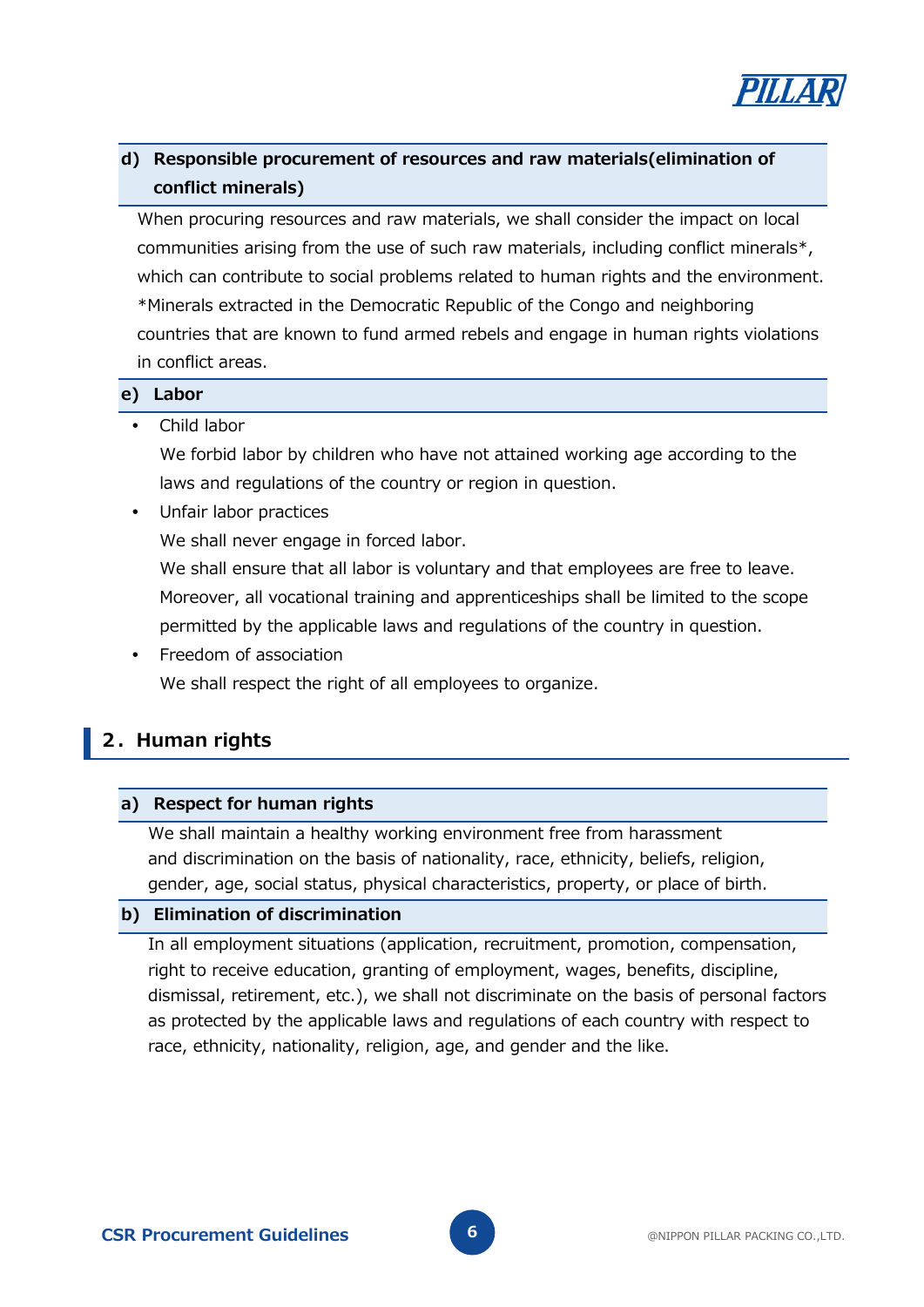#### d) Responsible procurement of resources and raw materials(elimination of conflict minerals)

When procuring resources and raw materials, we shall consider the impact on local communities arising from the use of such raw materials, including conflict minerals*, which can contribute to social problems related to human rights and the environment.
*Minerals extracted in the Democratic Republic of the Congo and neighboring countries that are known to fund armed rebels and engage in human rights violations in conflict areas.

#### e) Labor

- Child labor
  We forbid labor by children who have not attained working age according to the laws and regulations of the country or region in question.
- Unfair labor practices
  We shall never engage in forced labor.
  We shall ensure that all labor is voluntary and that employees are free to leave.
  Moreover, all vocational training and apprenticeships shall be limited to the scope permitted by the applicable laws and regulations of the country in question.
- Freedom of association
  We shall respect the right of all employees to organize.

## 2. Human rights

#### a) Respect for human rights

We shall maintain a healthy working environment free from harassment and discrimination on the basis of nationality, race, ethnicity, beliefs, religion, gender, age, social status, physical characteristics, property, or place of birth.

#### b) Elimination of discrimination

In all employment situations (application, recruitment, promotion, compensation, right to receive education, granting of employment, wages, benefits, discipline, dismissal, retirement, etc.), we shall not discriminate on the basis of personal factors as protected by the applicable laws and regulations of each country with respect to race, ethnicity, nationality, religion, age, and gender and the like.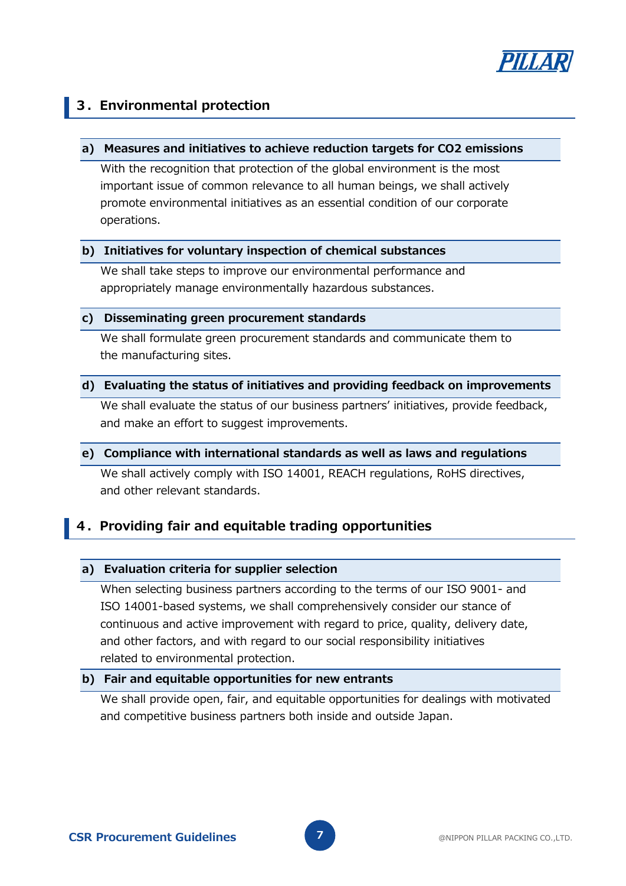## 3．Environmental protection

### a) Measures and initiatives to achieve reduction targets for CO2 emissions

With the recognition that protection of the global environment is the most important issue of common relevance to all human beings, we shall actively promote environmental initiatives as an essential condition of our corporate operations.

### b) Initiatives for voluntary inspection of chemical substances

We shall take steps to improve our environmental performance and appropriately manage environmentally hazardous substances.

### c) Disseminating green procurement standards

We shall formulate green procurement standards and communicate them to the manufacturing sites.

### d) Evaluating the status of initiatives and providing feedback on improvements

We shall evaluate the status of our business partners' initiatives, provide feedback, and make an effort to suggest improvements.

### e) Compliance with international standards as well as laws and regulations

We shall actively comply with ISO 14001, REACH regulations, RoHS directives, and other relevant standards.

## 4．Providing fair and equitable trading opportunities

### a) Evaluation criteria for supplier selection

When selecting business partners according to the terms of our ISO 9001- and ISO 14001-based systems, we shall comprehensively consider our stance of continuous and active improvement with regard to price, quality, delivery date, and other factors, and with regard to our social responsibility initiatives related to environmental protection.

### b) Fair and equitable opportunities for new entrants

We shall provide open, fair, and equitable opportunities for dealings with motivated and competitive business partners both inside and outside Japan.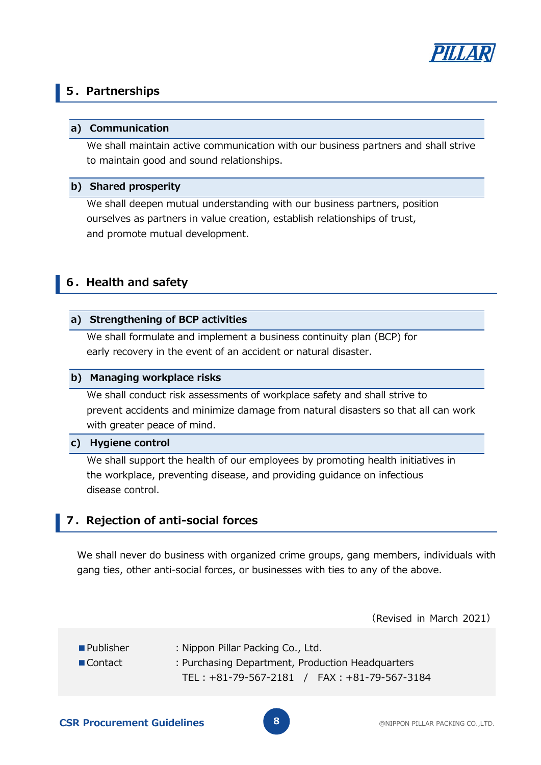## 5．Partnerships

### a) Communication

We shall maintain active communication with our business partners and shall strive to maintain good and sound relationships.

### b) Shared prosperity

We shall deepen mutual understanding with our business partners, position ourselves as partners in value creation, establish relationships of trust, and promote mutual development.

## 6．Health and safety

### a) Strengthening of BCP activities

We shall formulate and implement a business continuity plan (BCP) for early recovery in the event of an accident or natural disaster.

### b) Managing workplace risks

We shall conduct risk assessments of workplace safety and shall strive to prevent accidents and minimize damage from natural disasters so that all can work with greater peace of mind.

### c) Hygiene control

We shall support the health of our employees by promoting health initiatives in the workplace, preventing disease, and providing guidance on infectious disease control.

## 7．Rejection of anti-social forces

We shall never do business with organized crime groups, gang members, individuals with gang ties, other anti-social forces, or businesses with ties to any of the above.

（Revised in March 2021）

■Publisher : Nippon Pillar Packing Co., Ltd.
■Contact : Purchasing Department, Production Headquarters
TEL : +81-79-567-2181 / FAX : +81-79-567-3184